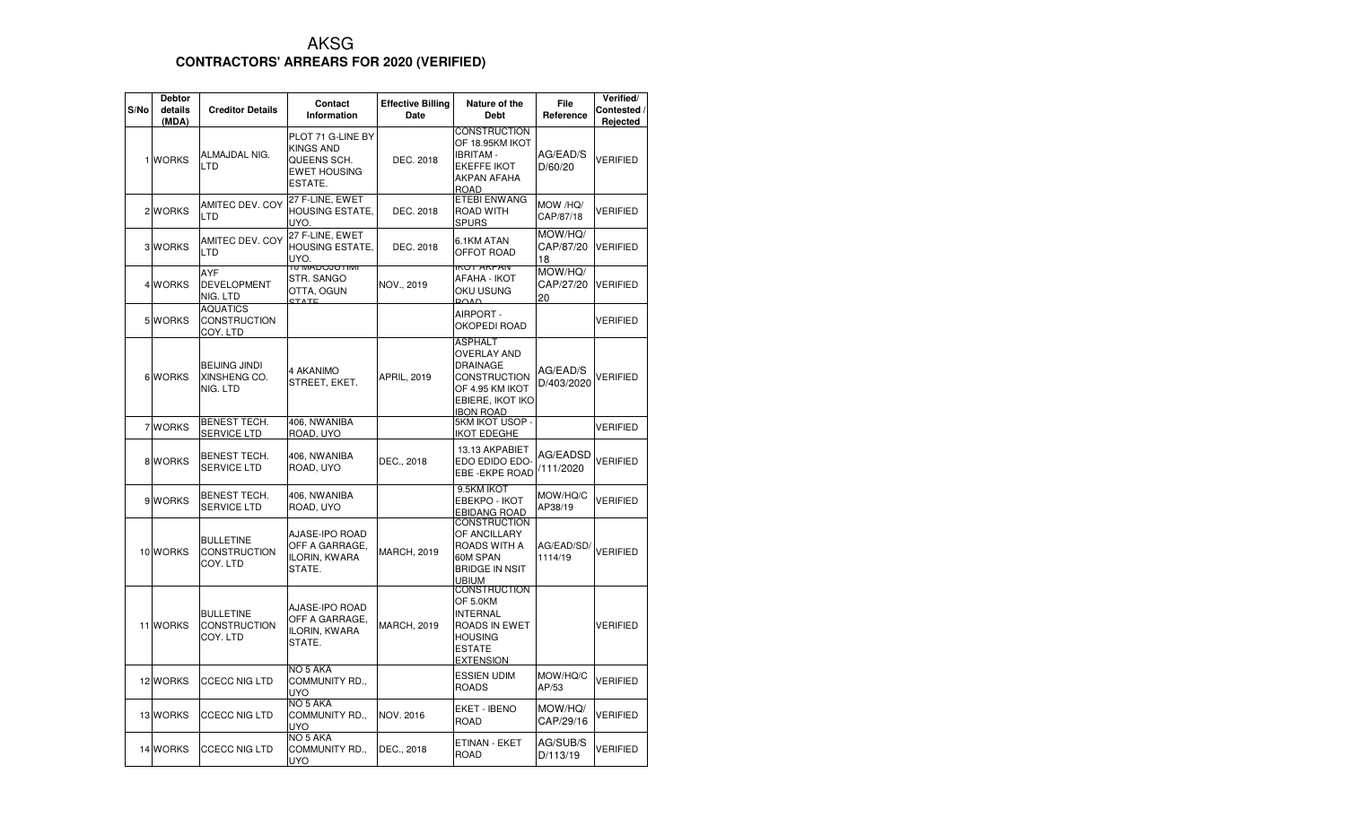# AKSG

## CONTRACTORS' ARREARS FOR 2020 (VERIFIED)

| S/No | Debtor details (MDA) | Creditor Details | Contact Information | Effective Billing Date | Nature of the Debt | File Reference | Verified/ Contested / Rejected |
|---|---|---|---|---|---|---|---|
| 1 | WORKS | ALMAJDAL NIG. LTD | PLOT 71 G-LINE BY KINGS AND QUEENS SCH. EWET HOUSING ESTATE. | DEC. 2018 | CONSTRUCTION OF 18.95KM IKOT IBRITAM - EKEFFE IKOT AKPAN AFAHA ROAD | AG/EAD/SD/60/20 | VERIFIED |
| 2 | WORKS | AMITEC DEV. COY LTD | 27 F-LINE, EWET HOUSING ESTATE, UYO. | DEC. 2018 | ETEBI ENWANG ROAD WITH SPURS | MOW /HQ/ CAP/87/18 | VERIFIED |
| 3 | WORKS | AMITEC DEV. COY LTD | 27 F-LINE, EWET HOUSING ESTATE, UYO. | DEC. 2018 | 6.1KM ATAN OFFOT ROAD | MOW/HQ/ CAP/87/20 18 | VERIFIED |
| 4 | WORKS | AYF DEVELOPMENT NIG. LTD | 10 MADOJUTIMI STR. SANGO OTTA, OGUN STATE | NOV., 2019 | IKOT AKPAN AFAHA - IKOT OKU USUNG ROAD | MOW/HQ/ CAP/27/20 20 | VERIFIED |
| 5 | WORKS | AQUATICS CONSTRUCTION COY. LTD | | | AIRPORT - OKOPEDI ROAD | | VERIFIED |
| 6 | WORKS | BEIJING JINDI XINSHENG CO. NIG. LTD | 4 AKANIMO STREET, EKET. | APRIL, 2019 | ASPHALT OVERLAY AND DRAINAGE CONSTRUCTION OF 4.95 KM IKOT EBIERE, IKOT IKO IBON ROAD | AG/EAD/SD/403/2020 | VERIFIED |
| 7 | WORKS | BENEST TECH. SERVICE LTD | 406, NWANIBA ROAD, UYO | | 5KM IKOT USOP - IKOT EDEGHE | | VERIFIED |
| 8 | WORKS | BENEST TECH. SERVICE LTD | 406, NWANIBA ROAD, UYO | DEC., 2018 | 13.13 AKPABIET EDO EDIDO EDO-EBE -EKPE ROAD | AG/EADSD/111/2020 | VERIFIED |
| 9 | WORKS | BENEST TECH. SERVICE LTD | 406, NWANIBA ROAD, UYO | | 9.5KM IKOT EBEKPO - IKOT EBIDANG ROAD | MOW/HQ/CAP38/19 | VERIFIED |
| 10 | WORKS | BULLETINE CONSTRUCTION COY. LTD | AJASE-IPO ROAD OFF A GARRAGE, ILORIN, KWARA STATE. | MARCH, 2019 | CONSTRUCTION OF ANCILLARY ROADS WITH A 60M SPAN BRIDGE IN NSIT UBIUM | AG/EAD/SD/1114/19 | VERIFIED |
| 11 | WORKS | BULLETINE CONSTRUCTION COY. LTD | AJASE-IPO ROAD OFF A GARRAGE, ILORIN, KWARA STATE. | MARCH, 2019 | CONSTRUCTION OF 5.0KM INTERNAL ROADS IN EWET HOUSING ESTATE EXTENSION | | VERIFIED |
| 12 | WORKS | CCECC NIG LTD | NO 5 AKA COMMUNITY RD., UYO | | ESSIEN UDIM ROADS | MOW/HQ/CAP/53 | VERIFIED |
| 13 | WORKS | CCECC NIG LTD | NO 5 AKA COMMUNITY RD., UYO | NOV. 2016 | EKET - IBENO ROAD | MOW/HQ/ CAP/29/16 | VERIFIED |
| 14 | WORKS | CCECC NIG LTD | NO 5 AKA COMMUNITY RD., UYO | DEC., 2018 | ETINAN - EKET ROAD | AG/SUB/SD/113/19 | VERIFIED |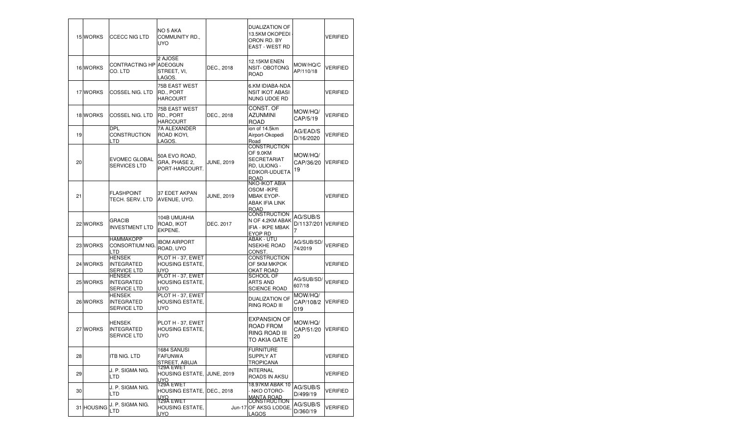| | | | | | | | |
|---|---|---|---|---|---|---|---|
| 15 | WORKS | CCECC NIG LTD | NO 5 AKA COMMUNITY RD., UYO | | DUALIZATION OF 13.5KM OKOPEDI - ORON RD. BY EAST - WEST RD | | VERIFIED |
| 16 | WORKS | CONTRACTING HP CO. LTD | 2 AJOSE ADEOGUN STREET, VI, LAGOS. | DEC., 2018 | 12.15KM ENEN NSIT- OBOTONG ROAD | MOW/HQ/CAP/110/18 | VERIFIED |
| 17 | WORKS | COSSEL NIG. LTD | 75B EAST WEST RD., PORT HARCOURT | | 6.KM IDIABA-NDA NSIT IKOT ABASI NUNG UDOE RD | | VERIFIED |
| 18 | WORKS | COSSEL NIG. LTD | 75B EAST WEST RD., PORT HARCOURT | DEC., 2018 | CONST. OF AZUNMINI ROAD | MOW/HQ/CAP/5/19 | VERIFIED |
| 19 | | DPL CONSTRUCTION LTD | 7A ALEXANDER ROAD IKOYI, LAGOS. | | ion of 14.5km Airport-Okopedi Road | AG/EAD/SD/16/2020 | VERIFIED |
| 20 | | EVOMEC GLOBAL SERVICES LTD | 50A EVO ROAD, GRA, PHASE 2, PORT-HARCOURT. | JUNE, 2019 | CONSTRUCTION OF 9.0KM SECRETARIAT RD, ULIONG - EDIKOR-UDUETA ROAD | MOW/HQ/CAP/36/2019 | VERIFIED |
| 21 | | FLASHPOINT TECH. SERV. LTD | 37 EDET AKPAN AVENUE, UYO. | JUNE, 2019 | NKO-IKOT ABIA OSOM -IKPE MBAK EYOP-ABAK IFIA LINK ROAD | | VERIFIED |
| 22 | WORKS | GRACIB INVESTMENT LTD | 104B UMUAHIA ROAD, IKOT EKPENE. | DEC. 2017 | CONSTRUCTION OF 4.2KM ABAK IFIA - IKPE MBAK EYOP RD | AG/SUB/SD/1137/2017 | VERIFIED |
| 23 | WORKS | HAMMAKOPP CONSORTIUM NIG. LTD | IBOM AIRPORT ROAD, UYO | | ABAK - UTU NSEKHE ROAD CONST. | AG/SUB/SD/74/2019 | VERIFIED |
| 24 | WORKS | HENSEK INTEGRATED SERVICE LTD | PLOT H - 37, EWET HOUSING ESTATE, UYO | | CONSTRUCTION OF 5KM MKPOK OKAT ROAD | | VERIFIED |
| 25 | WORKS | HENSEK INTEGRATED SERVICE LTD | PLOT H - 37, EWET HOUSING ESTATE, UYO | | SCHOOL OF ARTS AND SCIENCE ROAD | AG/SUB/SD/607/18 | VERIFIED |
| 26 | WORKS | HENSEK INTEGRATED SERVICE LTD | PLOT H - 37, EWET HOUSING ESTATE, UYO | | DUALIZATION OF RING ROAD III | MOW/HQ/CAP/108/2019 | VERIFIED |
| 27 | WORKS | HENSEK INTEGRATED SERVICE LTD | PLOT H - 37, EWET HOUSING ESTATE, UYO | | EXPANSION OF ROAD FROM RING ROAD III TO AKIA GATE | MOW/HQ/CAP/51/2020 | VERIFIED |
| 28 | | ITB NIG. LTD | 1684 SANUSI FAFUNWA STREET, ABUJA | | FURNITURE SUPPLY AT TROPICANA | | VERIFIED |
| 29 | | J. P. SIGMA NIG. LTD | 129A EWET HOUSING ESTATE, UYO | JUNE, 2019 | INTERNAL ROADS IN AKSU | | VERIFIED |
| 30 | | J. P. SIGMA NIG. LTD | 129A EWET HOUSING ESTATE, UYO | DEC., 2018 | 18.97KM ABAK 10 - NKO OTORO-MANTA ROAD | AG/SUB/SD/499/19 | VERIFIED |
| 31 | HOUSING | J. P. SIGMA NIG. LTD | 129A EWET HOUSING ESTATE, UYO | Jun-17 | CONSTRUCTION OF AKSG LODGE, LAGOS | AG/SUB/SD/360/19 | VERIFIED |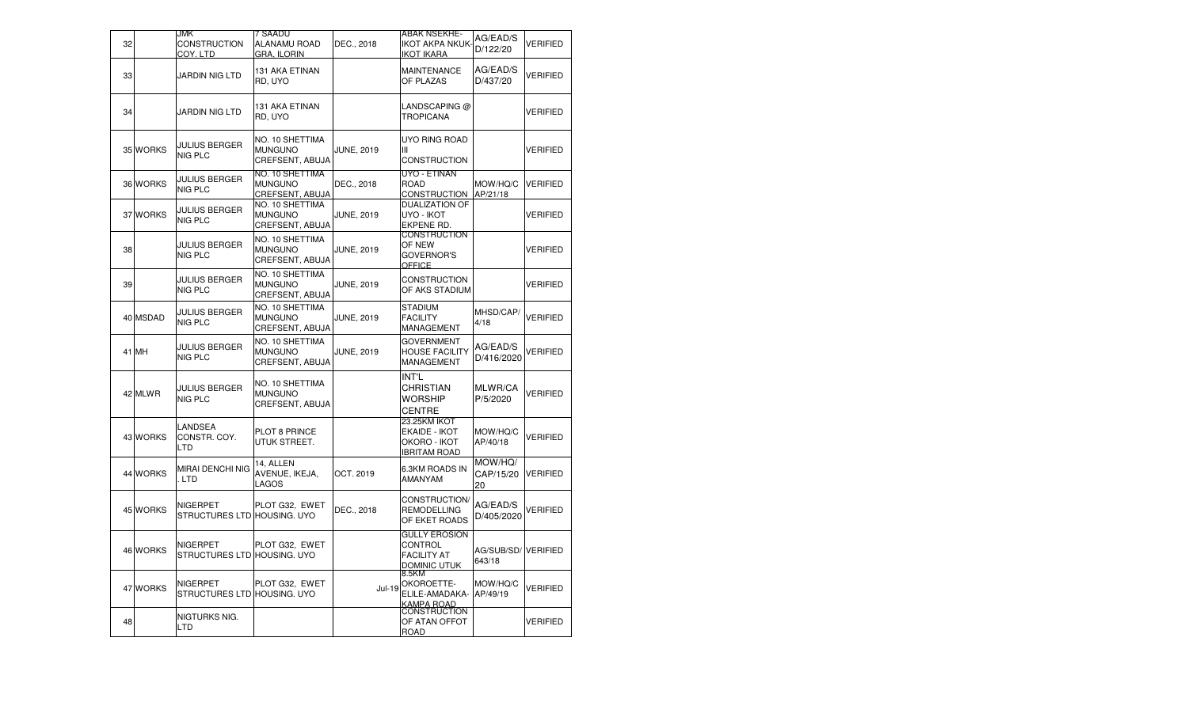| | | | | | | | |
|---|---|---|---|---|---|---|---|
| 32 | | JMK CONSTRUCTION COY. LTD | 7 SAADU ALANAMU ROAD GRA, ILORIN | DEC., 2018 | ABAK NSEKHE-IKOT AKPA NKUK-IKOT IKARA | AG/EAD/SD/122/20 | VERIFIED |
| 33 | | JARDIN NIG LTD | 131 AKA ETINAN RD, UYO | | MAINTENANCE OF PLAZAS | AG/EAD/SD/437/20 | VERIFIED |
| 34 | | JARDIN NIG LTD | 131 AKA ETINAN RD, UYO | | LANDSCAPING @ TROPICANA | | VERIFIED |
| 35 | WORKS | JULIUS BERGER NIG PLC | NO. 10 SHETTIMA MUNGUNO CREFSENT, ABUJA | JUNE, 2019 | UYO RING ROAD III CONSTRUCTION | | VERIFIED |
| 36 | WORKS | JULIUS BERGER NIG PLC | NO. 10 SHETTIMA MUNGUNO CREFSENT, ABUJA | DEC., 2018 | UYO - ETINAN ROAD CONSTRUCTION | MOW/HQ/CAP/21/18 | VERIFIED |
| 37 | WORKS | JULIUS BERGER NIG PLC | NO. 10 SHETTIMA MUNGUNO CREFSENT, ABUJA | JUNE, 2019 | DUALIZATION OF UYO - IKOT EKPENE RD. | | VERIFIED |
| 38 | | JULIUS BERGER NIG PLC | NO. 10 SHETTIMA MUNGUNO CREFSENT, ABUJA | JUNE, 2019 | CONSTRUCTION OF NEW GOVERNOR'S OFFICE | | VERIFIED |
| 39 | | JULIUS BERGER NIG PLC | NO. 10 SHETTIMA MUNGUNO CREFSENT, ABUJA | JUNE, 2019 | CONSTRUCTION OF AKS STADIUM | | VERIFIED |
| 40 | MSDAD | JULIUS BERGER NIG PLC | NO. 10 SHETTIMA MUNGUNO CREFSENT, ABUJA | JUNE, 2019 | STADIUM FACILITY MANAGEMENT | MHSD/CAP/4/18 | VERIFIED |
| 41 | MH | JULIUS BERGER NIG PLC | NO. 10 SHETTIMA MUNGUNO CREFSENT, ABUJA | JUNE, 2019 | GOVERNMENT HOUSE FACILITY MANAGEMENT | AG/EAD/SD/416/2020 | VERIFIED |
| 42 | MLWR | JULIUS BERGER NIG PLC | NO. 10 SHETTIMA MUNGUNO CREFSENT, ABUJA | | INT'L CHRISTIAN WORSHIP CENTRE | MLWR/CAP/5/2020 | VERIFIED |
| 43 | WORKS | LANDSEA CONSTR. COY. LTD | PLOT 8 PRINCE UTUK STREET. | | 23.25KM IKOT EKAIDE - IKOT OKORO - IKOT IBRITAM ROAD | MOW/HQ/CAP/40/18 | VERIFIED |
| 44 | WORKS | MIRAI DENCHI NIG . LTD | 14, ALLEN AVENUE, IKEJA, LAGOS | OCT. 2019 | 6.3KM ROADS IN AMANYAM | MOW/HQ/CAP/15/2020 | VERIFIED |
| 45 | WORKS | NIGERPET STRUCTURES LTD | PLOT G32, EWET HOUSING. UYO | DEC., 2018 | CONSTRUCTION/REMODELLING OF EKET ROADS | AG/EAD/SD/405/2020 | VERIFIED |
| 46 | WORKS | NIGERPET STRUCTURES LTD | PLOT G32, EWET HOUSING. UYO | | GULLY EROSION CONTROL FACILITY AT DOMINIC UTUK | AG/SUB/SD/643/18 | VERIFIED |
| 47 | WORKS | NIGERPET STRUCTURES LTD | PLOT G32, EWET HOUSING. UYO | Jul-19 | 8.5KM OKOROETTE-ELILE-AMADAKA-KAMPA ROAD | MOW/HQ/CAP/49/19 | VERIFIED |
| 48 | | NIGTURKS NIG. LTD | | | CONSTRUCTION OF ATAN OFFOT ROAD | | VERIFIED |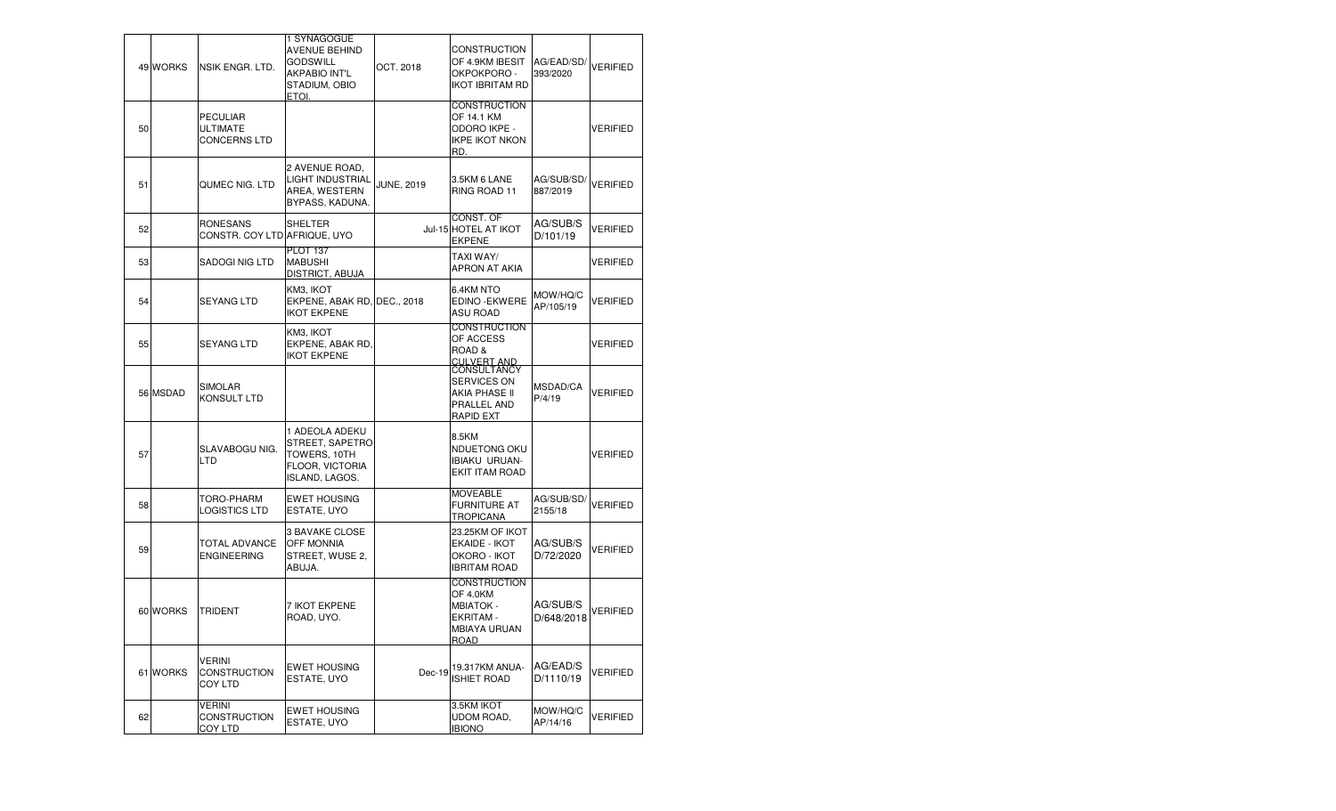|  |  |  |  |  |  |  |  |
|---|---|---|---|---|---|---|---|
| 49 | WORKS | NSIK ENGR. LTD. | 1 SYNAGOGUE AVENUE BEHIND GODSWILL AKPABIO INT'L STADIUM, OBIO ETOI. | OCT. 2018 | CONSTRUCTION OF 4.9KM IBESIT OKPOKPORO - IKOT IBRITAM RD | AG/EAD/SD/393/2020 | VERIFIED |
| 50 |  | PECULIAR ULTIMATE CONCERNS LTD |  |  | CONSTRUCTION OF 14.1 KM ODORO IKPE - IKPE IKOT NKON RD. |  | VERIFIED |
| 51 |  | QUMEC NIG. LTD | 2 AVENUE ROAD, LIGHT INDUSTRIAL AREA, WESTERN BYPASS, KADUNA. | JUNE, 2019 | 3.5KM 6 LANE RING ROAD 11 | AG/SUB/SD/887/2019 | VERIFIED |
| 52 |  | RONESANS CONSTR. COY LTD | SHELTER AFRIQUE, UYO | Jul-15 | CONST. OF HOTEL AT IKOT EKPENE | AG/SUB/SD/101/19 | VERIFIED |
| 53 |  | SADOGI NIG LTD | PLOT 137 MABUSHI DISTRICT, ABUJA |  | TAXI WAY/ APRON AT AKIA |  | VERIFIED |
| 54 |  | SEYANG LTD | KM3, IKOT EKPENE, ABAK RD, IKOT EKPENE | DEC., 2018 | 6.4KM NTO EDINO -EKWERE ASU ROAD | MOW/HQ/CAP/105/19 | VERIFIED |
| 55 |  | SEYANG LTD | KM3, IKOT EKPENE, ABAK RD, IKOT EKPENE |  | CONSTRUCTION OF ACCESS ROAD & CULVERT AND |  | VERIFIED |
| 56 | MSDAD | SIMOLAR KONSULT LTD |  |  | CONSULTANCY SERVICES ON AKIA PHASE II PRALLEL AND RAPID EXT | MSDAD/CAP/4/19 | VERIFIED |
| 57 |  | SLAVABOGU NIG. LTD | 1 ADEOLA ADEKU STREET, SAPETRO TOWERS, 10TH FLOOR, VICTORIA ISLAND, LAGOS. |  | 8.5KM NDUETONG OKU IBIAKU URUAN-EKIT ITAM ROAD |  | VERIFIED |
| 58 |  | TORO-PHARM LOGISTICS LTD | EWET HOUSING ESTATE, UYO |  | MOVEABLE FURNITURE AT TROPICANA | AG/SUB/SD/2155/18 | VERIFIED |
| 59 |  | TOTAL ADVANCE ENGINEERING | 3 BAVAKE CLOSE OFF MONNIA STREET, WUSE 2, ABUJA. |  | 23.25KM OF IKOT EKAIDE - IKOT OKORO - IKOT IBRITAM ROAD | AG/SUB/SD/72/2020 | VERIFIED |
| 60 | WORKS | TRIDENT | 7 IKOT EKPENE ROAD, UYO. |  | CONSTRUCTION OF 4.0KM MBIATOK - EKRITAM - MBIAYA URUAN ROAD | AG/SUB/SD/648/2018 | VERIFIED |
| 61 | WORKS | VERINI CONSTRUCTION COY LTD | EWET HOUSING ESTATE, UYO | Dec-19 | 19.317KM ANUA-ISHIET ROAD | AG/EAD/SD/1110/19 | VERIFIED |
| 62 |  | VERINI CONSTRUCTION COY LTD | EWET HOUSING ESTATE, UYO |  | 3.5KM IKOT UDOM ROAD, IBIONO | MOW/HQ/CAP/14/16 | VERIFIED |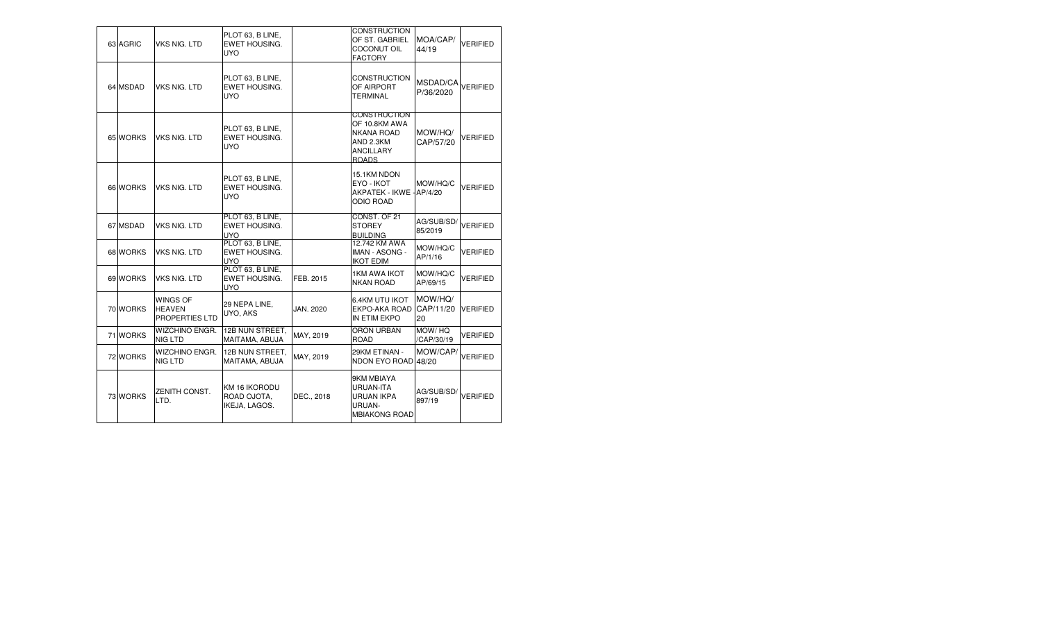| | | | | | | | |
|---|---|---|---|---|---|---|---|
| 63 | AGRIC | VKS NIG. LTD | PLOT 63, B LINE, EWET HOUSING. UYO | | CONSTRUCTION OF ST. GABRIEL COCONUT OIL FACTORY | MOA/CAP/44/19 | VERIFIED |
| 64 | MSDAD | VKS NIG. LTD | PLOT 63, B LINE, EWET HOUSING. UYO | | CONSTRUCTION OF AIRPORT TERMINAL | MSDAD/CAP/36/2020 | VERIFIED |
| 65 | WORKS | VKS NIG. LTD | PLOT 63, B LINE, EWET HOUSING. UYO | | CONSTRUCTION OF 10.8KM AWA NKANA ROAD AND 2.3KM ANCILLARY ROADS | MOW/HQ/CAP/57/20 | VERIFIED |
| 66 | WORKS | VKS NIG. LTD | PLOT 63, B LINE, EWET HOUSING. UYO | | 15.1KM NDON EYO - IKOT AKPATEK - IKWE - ODIO ROAD | MOW/HQ/CAP/4/20 | VERIFIED |
| 67 | MSDAD | VKS NIG. LTD | PLOT 63, B LINE, EWET HOUSING. UYO | | CONST. OF 21 STOREY BUILDING | AG/SUB/SD/85/2019 | VERIFIED |
| 68 | WORKS | VKS NIG. LTD | PLOT 63, B LINE, EWET HOUSING. UYO | | 12.742 KM AWA IMAN - ASONG - IKOT EDIM | MOW/HQ/CAP/1/16 | VERIFIED |
| 69 | WORKS | VKS NIG. LTD | PLOT 63, B LINE, EWET HOUSING. UYO | FEB. 2015 | 1KM AWA IKOT NKAN ROAD | MOW/HQ/CAP/69/15 | VERIFIED |
| 70 | WORKS | WINGS OF HEAVEN PROPERTIES LTD | 29 NEPA LINE, UYO, AKS | JAN. 2020 | 6.4KM UTU IKOT EKPO-AKA ROAD IN ETIM EKPO | MOW/HQ/CAP/11/20 20 | VERIFIED |
| 71 | WORKS | WIZCHINO ENGR. NIG LTD | 12B NUN STREET, MAITAMA, ABUJA | MAY, 2019 | ORON URBAN ROAD | MOW/ HQ /CAP/30/19 | VERIFIED |
| 72 | WORKS | WIZCHINO ENGR. NIG LTD | 12B NUN STREET, MAITAMA, ABUJA | MAY, 2019 | 29KM ETINAN - NDON EYO ROAD | MOW/CAP/48/20 | VERIFIED |
| 73 | WORKS | ZENITH CONST. LTD. | KM 16 IKORODU ROAD OJOTA, IKEJA, LAGOS. | DEC., 2018 | 9KM MBIAYA URUAN-ITA URUAN IKPA URUAN-MBIAKONG ROAD | AG/SUB/SD/897/19 | VERIFIED |